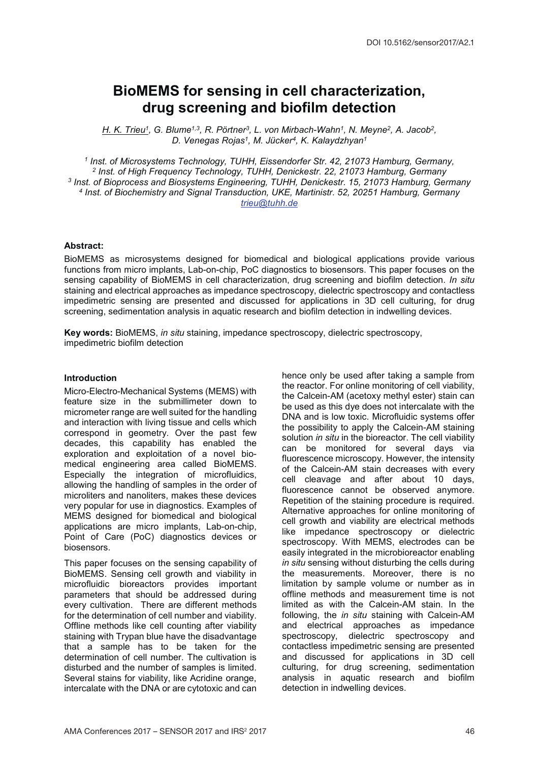DOI 10.5162/sensor2017/A2.1

# BioMEMS for sensing in cell characterization, drug screening and biofilm detection

H. K. Trieu[1], G. Blume[1,3], R. Pörtner[3], L. von Mirbach-Wahn[1], N. Meyne[2], A. Jacob[2], D. Venegas Rojas[1], M. Jücker[4], K. Kalaydzhyan[1]

[1] *Inst. of Microsystems Technology, TUHH, Eissendorfer Str. 42, 21073 Hamburg, Germany,*
[2] *Inst. of High Frequency Technology, TUHH, Denickestr. 22, 21073 Hamburg, Germany*
[3] *Inst. of Bioprocess and Biosystems Engineering, TUHH, Denickestr. 15, 21073 Hamburg, Germany*
[4] *Inst. of Biochemistry and Signal Transduction, UKE, Martinistr. 52, 20251 Hamburg, Germany*
*trieu@tuhh.de*

**Abstract:**

BioMEMS as microsystems designed for biomedical and biological applications provide various functions from micro implants, Lab-on-chip, PoC diagnostics to biosensors. This paper focuses on the sensing capability of BioMEMS in cell characterization, drug screening and biofilm detection. *In situ* staining and electrical approaches as impedance spectroscopy, dielectric spectroscopy and contactless impedimetric sensing are presented and discussed for applications in 3D cell culturing, for drug screening, sedimentation analysis in aquatic research and biofilm detection in indwelling devices.

**Key words:** BioMEMS, *in situ* staining, impedance spectroscopy, dielectric spectroscopy, impedimetric biofilm detection

## Introduction

Micro-Electro-Mechanical Systems (MEMS) with feature size in the submillimeter down to micrometer range are well suited for the handling and interaction with living tissue and cells which correspond in geometry. Over the past few decades, this capability has enabled the exploration and exploitation of a novel bio-medical engineering area called BioMEMS. Especially the integration of microfluidics, allowing the handling of samples in the order of microliters and nanoliters, makes these devices very popular for use in diagnostics. Examples of MEMS designed for biomedical and biological applications are micro implants, Lab-on-chip, Point of Care (PoC) diagnostics devices or biosensors.

This paper focuses on the sensing capability of BioMEMS. Sensing cell growth and viability in microfluidic bioreactors provides important parameters that should be addressed during every cultivation. There are different methods for the determination of cell number and viability. Offline methods like cell counting after viability staining with Trypan blue have the disadvantage that a sample has to be taken for the determination of cell number. The cultivation is disturbed and the number of samples is limited. Several stains for viability, like Acridine orange, intercalate with the DNA or are cytotoxic and can hence only be used after taking a sample from the reactor. For online monitoring of cell viability, the Calcein-AM (acetoxy methyl ester) stain can be used as this dye does not intercalate with the DNA and is low toxic. Microfluidic systems offer the possibility to apply the Calcein-AM staining solution *in situ* in the bioreactor. The cell viability can be monitored for several days via fluorescence microscopy. However, the intensity of the Calcein-AM stain decreases with every cell cleavage and after about 10 days, fluorescence cannot be observed anymore. Repetition of the staining procedure is required. Alternative approaches for online monitoring of cell growth and viability are electrical methods like impedance spectroscopy or dielectric spectroscopy. With MEMS, electrodes can be easily integrated in the microbioreactor enabling *in situ* sensing without disturbing the cells during the measurements. Moreover, there is no limitation by sample volume or number as in offline methods and measurement time is not limited as with the Calcein-AM stain. In the following, the *in situ* staining with Calcein-AM and electrical approaches as impedance spectroscopy, dielectric spectroscopy and contactless impedimetric sensing are presented and discussed for applications in 3D cell culturing, for drug screening, sedimentation analysis in aquatic research and biofilm detection in indwelling devices.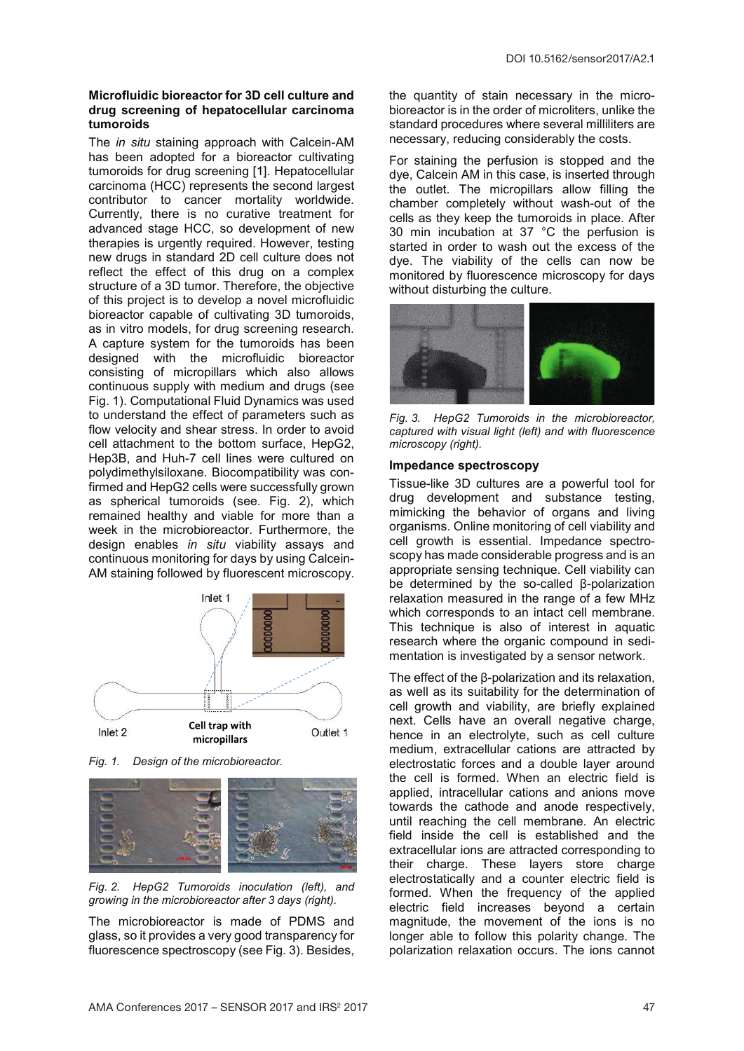### Microfluidic bioreactor for 3D cell culture and drug screening of hepatocellular carcinoma tumoroids

The *in situ* staining approach with Calcein-AM has been adopted for a bioreactor cultivating tumoroids for drug screening [1]. Hepatocellular carcinoma (HCC) represents the second largest contributor to cancer mortality worldwide. Currently, there is no curative treatment for advanced stage HCC, so development of new therapies is urgently required. However, testing new drugs in standard 2D cell culture does not reflect the effect of this drug on a complex structure of a 3D tumor. Therefore, the objective of this project is to develop a novel microfluidic bioreactor capable of cultivating 3D tumoroids, as in vitro models, for drug screening research. A capture system for the tumoroids has been designed with the microfluidic bioreactor consisting of micropillars which also allows continuous supply with medium and drugs (see Fig. 1). Computational Fluid Dynamics was used to understand the effect of parameters such as flow velocity and shear stress. In order to avoid cell attachment to the bottom surface, HepG2, Hep3B, and Huh-7 cell lines were cultured on polydimethylsiloxane. Biocompatibility was confirmed and HepG2 cells were successfully grown as spherical tumoroids (see. Fig. 2), which remained healthy and viable for more than a week in the microbioreactor. Furthermore, the design enables *in situ* viability assays and continuous monitoring for days by using Calcein-AM staining followed by fluorescent microscopy.

*Fig. 1. Design of the microbioreactor.*

*Fig. 2. HepG2 Tumoroids inoculation (left), and growing in the microbioreactor after 3 days (right).*

The microbioreactor is made of PDMS and glass, so it provides a very good transparency for fluorescence spectroscopy (see Fig. 3). Besides, the quantity of stain necessary in the micro-bioreactor is in the order of microliters, unlike the standard procedures where several milliliters are necessary, reducing considerably the costs.

For staining the perfusion is stopped and the dye, Calcein AM in this case, is inserted through the outlet. The micropillars allow filling the chamber completely without wash-out of the cells as they keep the tumoroids in place. After 30 min incubation at 37 °C the perfusion is started in order to wash out the excess of the dye. The viability of the cells can now be monitored by fluorescence microscopy for days without disturbing the culture.

*Fig. 3. HepG2 Tumoroids in the microbioreactor, captured with visual light (left) and with fluorescence microscopy (right).*

### Impedance spectroscopy

Tissue-like 3D cultures are a powerful tool for drug development and substance testing, mimicking the behavior of organs and living organisms. Online monitoring of cell viability and cell growth is essential. Impedance spectroscopy has made considerable progress and is an appropriate sensing technique. Cell viability can be determined by the so-called β-polarization relaxation measured in the range of a few MHz which corresponds to an intact cell membrane. This technique is also of interest in aquatic research where the organic compound in sedimentation is investigated by a sensor network.

The effect of the β-polarization and its relaxation, as well as its suitability for the determination of cell growth and viability, are briefly explained next. Cells have an overall negative charge, hence in an electrolyte, such as cell culture medium, extracellular cations are attracted by electrostatic forces and a double layer around the cell is formed. When an electric field is applied, intracellular cations and anions move towards the cathode and anode respectively, until reaching the cell membrane. An electric field inside the cell is established and the extracellular ions are attracted corresponding to their charge. These layers store charge electrostatically and a counter electric field is formed. When the frequency of the applied electric field increases beyond a certain magnitude, the movement of the ions is no longer able to follow this polarity change. The polarization relaxation occurs. The ions cannot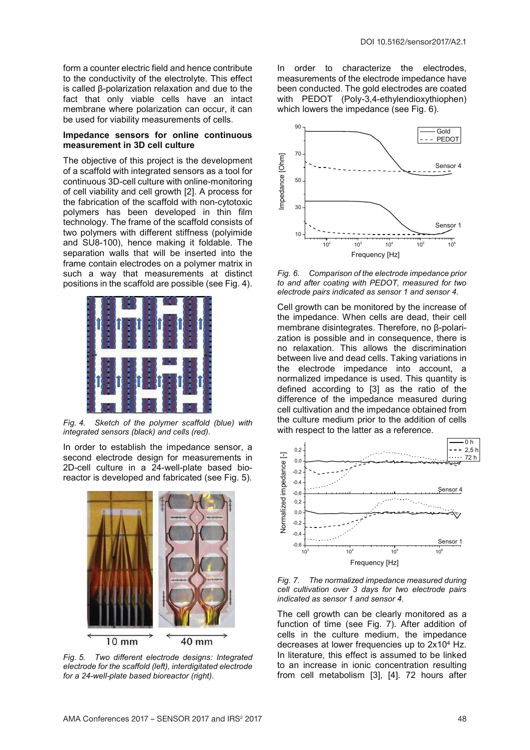form a counter electric field and hence contribute to the conductivity of the electrolyte. This effect is called β-polarization relaxation and due to the fact that only viable cells have an intact membrane where polarization can occur, it can be used for viability measurements of cells.

**Impedance sensors for online continuous measurement in 3D cell culture**

The objective of this project is the development of a scaffold with integrated sensors as a tool for continuous 3D-cell culture with online-monitoring of cell viability and cell growth [2]. A process for the fabrication of the scaffold with non-cytotoxic polymers has been developed in thin film technology. The frame of the scaffold consists of two polymers with different stiffness (polyimide and SU8-100), hence making it foldable. The separation walls that will be inserted into the frame contain electrodes on a polymer matrix in such a way that measurements at distinct positions in the scaffold are possible (see Fig. 4).

*Fig. 4. Sketch of the polymer scaffold (blue) with integrated sensors (black) and cells (red).*

In order to establish the impedance sensor, a second electrode design for measurements in 2D-cell culture in a 24-well-plate based bioreactor is developed and fabricated (see Fig. 5).

*Fig. 5. Two different electrode designs: Integrated electrode for the scaffold (left), interdigitated electrode for a 24-well-plate based bioreactor (right).*

In order to characterize the electrodes, measurements of the electrode impedance have been conducted. The gold electrodes are coated with PEDOT (Poly-3,4-ethylendioxythiophen) which lowers the impedance (see Fig. 6).

*Fig. 6. Comparison of the electrode impedance prior to and after coating with PEDOT, measured for two electrode pairs indicated as sensor 1 and sensor 4.*

Cell growth can be monitored by the increase of the impedance. When cells are dead, their cell membrane disintegrates. Therefore, no β-polarization is possible and in consequence, there is no relaxation. This allows the discrimination between live and dead cells. Taking variations in the electrode impedance into account, a normalized impedance is used. This quantity is defined according to [3] as the ratio of the difference of the impedance measured during cell cultivation and the impedance obtained from the culture medium prior to the addition of cells with respect to the latter as a reference.

*Fig. 7. The normalized impedance measured during cell cultivation over 3 days for two electrode pairs indicated as sensor 1 and sensor 4.*

The cell growth can be clearly monitored as a function of time (see Fig. 7). After addition of cells in the culture medium, the impedance decreases at lower frequencies up to $2 \times 10^4$ Hz. In literature, this effect is assumed to be linked to an increase in ionic concentration resulting from cell metabolism [3], [4]. 72 hours after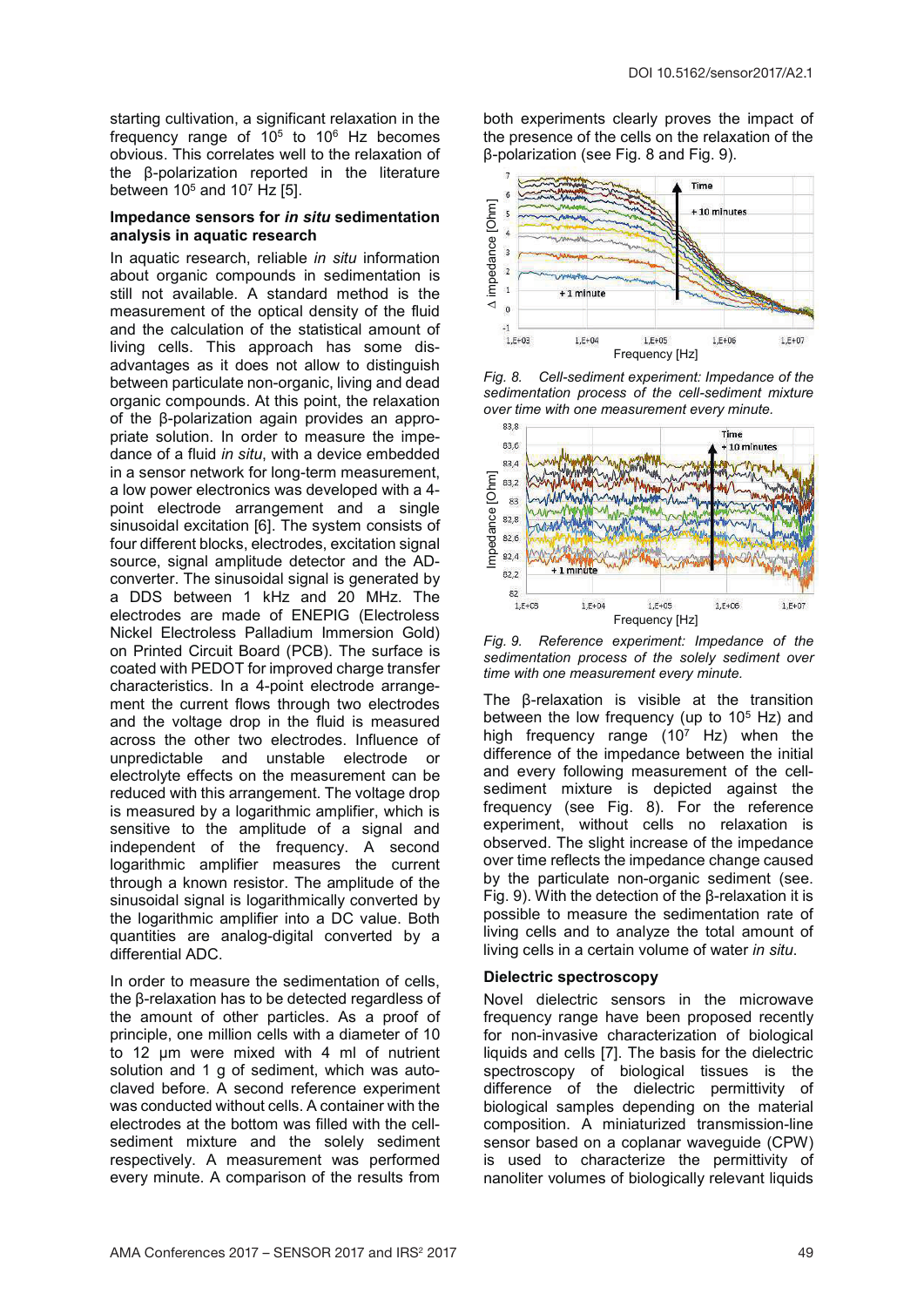starting cultivation, a significant relaxation in the frequency range of $10^5$ to $10^6$ Hz becomes obvious. This correlates well to the relaxation of the β-polarization reported in the literature between $10^5$ and $10^7$ Hz [5].

### Impedance sensors for *in situ* sedimentation analysis in aquatic research

In aquatic research, reliable *in situ* information about organic compounds in sedimentation is still not available. A standard method is the measurement of the optical density of the fluid and the calculation of the statistical amount of living cells. This approach has some disadvantages as it does not allow to distinguish between particulate non-organic, living and dead organic compounds. At this point, the relaxation of the β-polarization again provides an appropriate solution. In order to measure the impedance of a fluid *in situ*, with a device embedded in a sensor network for long-term measurement, a low power electronics was developed with a 4-point electrode arrangement and a single sinusoidal excitation [6]. The system consists of four different blocks, electrodes, excitation signal source, signal amplitude detector and the AD-converter. The sinusoidal signal is generated by a DDS between 1 kHz and 20 MHz. The electrodes are made of ENEPIG (Electroless Nickel Electroless Palladium Immersion Gold) on Printed Circuit Board (PCB). The surface is coated with PEDOT for improved charge transfer characteristics. In a 4-point electrode arrangement the current flows through two electrodes and the voltage drop in the fluid is measured across the other two electrodes. Influence of unpredictable and unstable electrode or electrolyte effects on the measurement can be reduced with this arrangement. The voltage drop is measured by a logarithmic amplifier, which is sensitive to the amplitude of a signal and independent of the frequency. A second logarithmic amplifier measures the current through a known resistor. The amplitude of the sinusoidal signal is logarithmically converted by the logarithmic amplifier into a DC value. Both quantities are analog-digital converted by a differential ADC.

In order to measure the sedimentation of cells, the β-relaxation has to be detected regardless of the amount of other particles. As a proof of principle, one million cells with a diameter of 10 to 12 µm were mixed with 4 ml of nutrient solution and 1 g of sediment, which was autoclaved before. A second reference experiment was conducted without cells. A container with the electrodes at the bottom was filled with the cell-sediment mixture and the solely sediment respectively. A measurement was performed every minute. A comparison of the results from both experiments clearly proves the impact of the presence of the cells on the relaxation of the β-polarization (see Fig. 8 and Fig. 9).

*Fig. 8. Cell-sediment experiment: Impedance of the sedimentation process of the cell-sediment mixture over time with one measurement every minute.*

*Fig. 9. Reference experiment: Impedance of the sedimentation process of the solely sediment over time with one measurement every minute.*

The β-relaxation is visible at the transition between the low frequency (up to $10^5$ Hz) and high frequency range ($10^7$ Hz) when the difference of the impedance between the initial and every following measurement of the cell-sediment mixture is depicted against the frequency (see Fig. 8). For the reference experiment, without cells no relaxation is observed. The slight increase of the impedance over time reflects the impedance change caused by the particulate non-organic sediment (see. Fig. 9). With the detection of the β-relaxation it is possible to measure the sedimentation rate of living cells and to analyze the total amount of living cells in a certain volume of water *in situ*.

### Dielectric spectroscopy

Novel dielectric sensors in the microwave frequency range have been proposed recently for non-invasive characterization of biological liquids and cells [7]. The basis for the dielectric spectroscopy of biological tissues is the difference of the dielectric permittivity of biological samples depending on the material composition. A miniaturized transmission-line sensor based on a coplanar waveguide (CPW) is used to characterize the permittivity of nanoliter volumes of biologically relevant liquids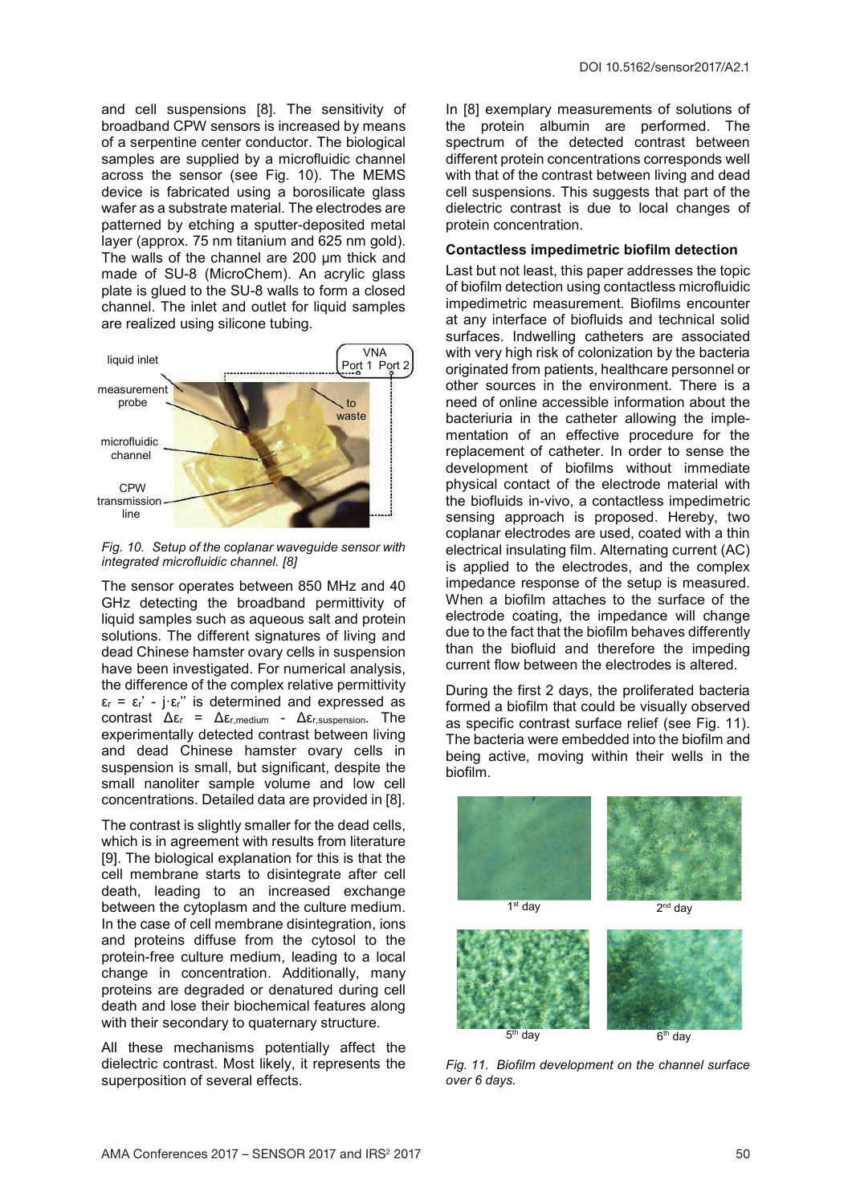and cell suspensions [8]. The sensitivity of broadband CPW sensors is increased by means of a serpentine center conductor. The biological samples are supplied by a microfluidic channel across the sensor (see Fig. 10). The MEMS device is fabricated using a borosilicate glass wafer as a substrate material. The electrodes are patterned by etching a sputter-deposited metal layer (approx. 75 nm titanium and 625 nm gold). The walls of the channel are 200 µm thick and made of SU-8 (MicroChem). An acrylic glass plate is glued to the SU-8 walls to form a closed channel. The inlet and outlet for liquid samples are realized using silicone tubing.

*Fig. 10. Setup of the coplanar waveguide sensor with integrated microfluidic channel. [8]*

The sensor operates between 850 MHz and 40 GHz detecting the broadband permittivity of liquid samples such as aqueous salt and protein solutions. The different signatures of living and dead Chinese hamster ovary cells in suspension have been investigated. For numerical analysis, the difference of the complex relative permittivity $\varepsilon_r = \varepsilon_r' - j\cdot\varepsilon_r''$ is determined and expressed as contrast $\Delta\varepsilon_r = \Delta\varepsilon_{r,medium} - \Delta\varepsilon_{r,suspension}$. The experimentally detected contrast between living and dead Chinese hamster ovary cells in suspension is small, but significant, despite the small nanoliter sample volume and low cell concentrations. Detailed data are provided in [8].

The contrast is slightly smaller for the dead cells, which is in agreement with results from literature [9]. The biological explanation for this is that the cell membrane starts to disintegrate after cell death, leading to an increased exchange between the cytoplasm and the culture medium. In the case of cell membrane disintegration, ions and proteins diffuse from the cytosol to the protein-free culture medium, leading to a local change in concentration. Additionally, many proteins are degraded or denatured during cell death and lose their biochemical features along with their secondary to quaternary structure.

All these mechanisms potentially affect the dielectric contrast. Most likely, it represents the superposition of several effects.

In [8] exemplary measurements of solutions of the protein albumin are performed. The spectrum of the detected contrast between different protein concentrations corresponds well with that of the contrast between living and dead cell suspensions. This suggests that part of the dielectric contrast is due to local changes of protein concentration.

### Contactless impedimetric biofilm detection

Last but not least, this paper addresses the topic of biofilm detection using contactless microfluidic impedimetric measurement. Biofilms encounter at any interface of biofluids and technical solid surfaces. Indwelling catheters are associated with very high risk of colonization by the bacteria originated from patients, healthcare personnel or other sources in the environment. There is a need of online accessible information about the bacteriuria in the catheter allowing the implementation of an effective procedure for the replacement of catheter. In order to sense the development of biofilms without immediate physical contact of the electrode material with the biofluids in-vivo, a contactless impedimetric sensing approach is proposed. Hereby, two coplanar electrodes are used, coated with a thin electrical insulating film. Alternating current (AC) is applied to the electrodes, and the complex impedance response of the setup is measured. When a biofilm attaches to the surface of the electrode coating, the impedance will change due to the fact that the biofilm behaves differently than the biofluid and therefore the impeding current flow between the electrodes is altered.

During the first 2 days, the proliferated bacteria formed a biofilm that could be visually observed as specific contrast surface relief (see Fig. 11). The bacteria were embedded into the biofilm and being active, moving within their wells in the biofilm.

*Fig. 11. Biofilm development on the channel surface over 6 days.*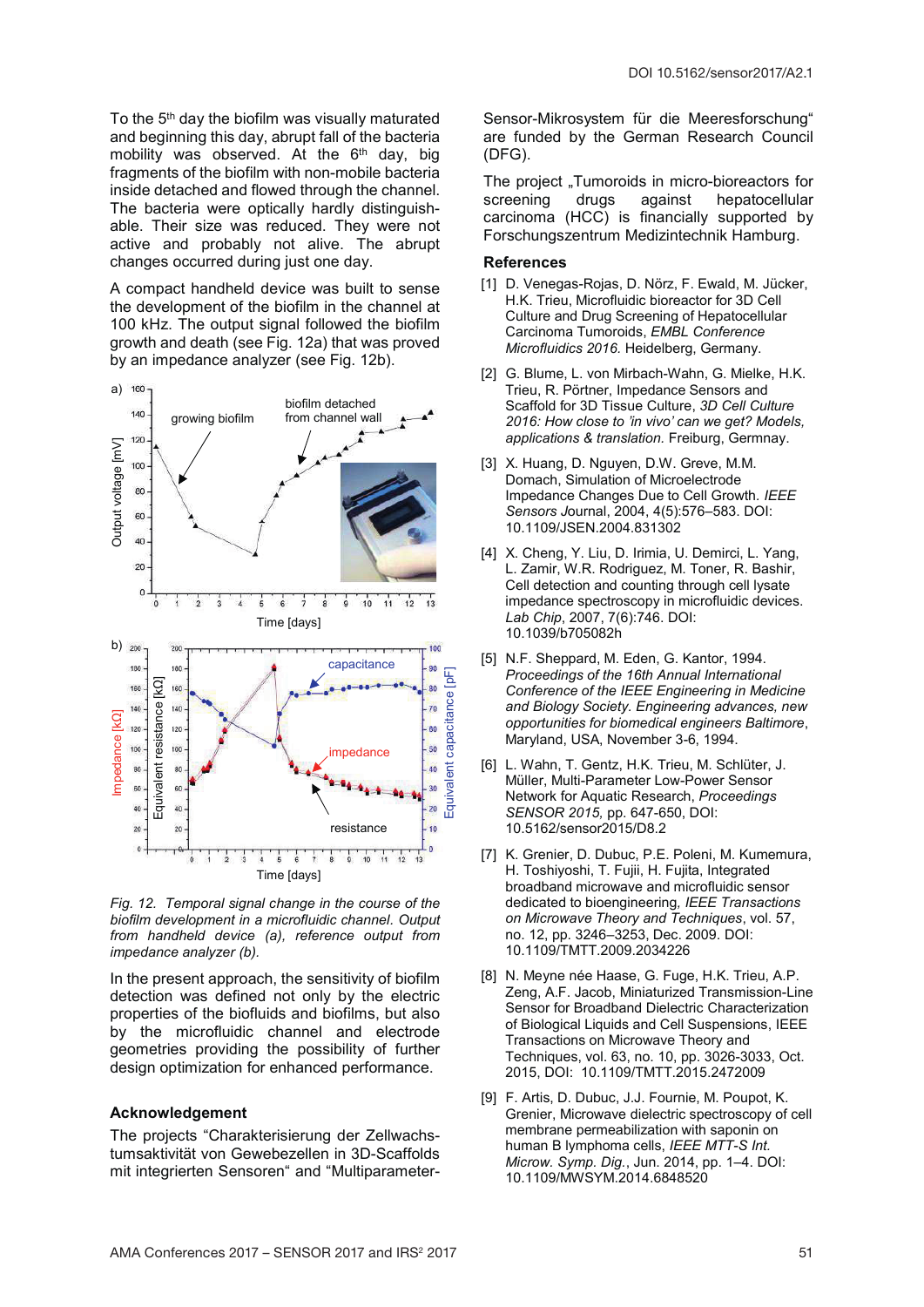To the 5th day the biofilm was visually maturated and beginning this day, abrupt fall of the bacteria mobility was observed. At the 6th day, big fragments of the biofilm with non-mobile bacteria inside detached and flowed through the channel. The bacteria were optically hardly distinguishable. Their size was reduced. They were not active and probably not alive. The abrupt changes occurred during just one day.

A compact handheld device was built to sense the development of the biofilm in the channel at 100 kHz. The output signal followed the biofilm growth and death (see Fig. 12a) that was proved by an impedance analyzer (see Fig. 12b).

a)
Output voltage [mV]
growing biofilm
biofilm detached from channel wall
Time [days]

b)
Impedance [kΩ]
Equivalent resistance [kΩ]
Equivalent capacitance [pF]
capacitance
impedance
resistance
Time [days]

*Fig. 12. Temporal signal change in the course of the biofilm development in a microfluidic channel. Output from handheld device (a), reference output from impedance analyzer (b).*

In the present approach, the sensitivity of biofilm detection was defined not only by the electric properties of the biofluids and biofilms, but also by the microfluidic channel and electrode geometries providing the possibility of further design optimization for enhanced performance.

## Acknowledgement

The projects "Charakterisierung der Zellwachstumsaktivität von Gewebezellen in 3D-Scaffolds mit integrierten Sensoren" and "Multiparameter-Sensor-Mikrosystem für die Meeresforschung" are funded by the German Research Council (DFG).

The project „Tumoroids in micro-bioreactors for screening drugs against hepatocellular carcinoma (HCC) is financially supported by Forschungszentrum Medizintechnik Hamburg.

## References

[1] D. Venegas-Rojas, D. Nörz, F. Ewald, M. Jücker, H.K. Trieu, Microfluidic bioreactor for 3D Cell Culture and Drug Screening of Hepatocellular Carcinoma Tumoroids, *EMBL Conference Microfluidics 2016*. Heidelberg, Germany.

[2] G. Blume, L. von Mirbach-Wahn, G. Mielke, H.K. Trieu, R. Pörtner, Impedance Sensors and Scaffold for 3D Tissue Culture, *3D Cell Culture 2016: How close to 'in vivo' can we get? Models, applications & translation*. Freiburg, Germnay.

[3] X. Huang, D. Nguyen, D.W. Greve, M.M. Domach, Simulation of Microelectrode Impedance Changes Due to Cell Growth. *IEEE Sensors* Journal, 2004, 4(5):576–583. DOI: 10.1109/JSEN.2004.831302

[4] X. Cheng, Y. Liu, D. Irimia, U. Demirci, L. Yang, L. Zamir, W.R. Rodriguez, M. Toner, R. Bashir, Cell detection and counting through cell lysate impedance spectroscopy in microfluidic devices. *Lab Chip*, 2007, 7(6):746. DOI: 10.1039/b705082h

[5] N.F. Sheppard, M. Eden, G. Kantor, 1994. *Proceedings of the 16th Annual International Conference of the IEEE Engineering in Medicine and Biology Society. Engineering advances, new opportunities for biomedical engineers Baltimore*, Maryland, USA, November 3-6, 1994.

[6] L. Wahn, T. Gentz, H.K. Trieu, M. Schlüter, J. Müller, Multi-Parameter Low-Power Sensor Network for Aquatic Research, *Proceedings SENSOR 2015*, pp. 647-650, DOI: 10.5162/sensor2015/D8.2

[7] K. Grenier, D. Dubuc, P.E. Poleni, M. Kumemura, H. Toshiyoshi, T. Fujii, H. Fujita, Integrated broadband microwave and microfluidic sensor dedicated to bioengineering, *IEEE Transactions on Microwave Theory and Techniques*, vol. 57, no. 12, pp. 3246–3253, Dec. 2009. DOI: 10.1109/TMTT.2009.2034226

[8] N. Meyne née Haase, G. Fuge, H.K. Trieu, A.P. Zeng, A.F. Jacob, Miniaturized Transmission-Line Sensor for Broadband Dielectric Characterization of Biological Liquids and Cell Suspensions, IEEE Transactions on Microwave Theory and Techniques, vol. 63, no. 10, pp. 3026-3033, Oct. 2015, DOI: 10.1109/TMTT.2015.2472009

[9] F. Artis, D. Dubuc, J.J. Fournie, M. Poupot, K. Grenier, Microwave dielectric spectroscopy of cell membrane permeabilization with saponin on human B lymphoma cells, *IEEE MTT-S Int. Microw. Symp. Dig.*, Jun. 2014, pp. 1–4. DOI: 10.1109/MWSYM.2014.6848520